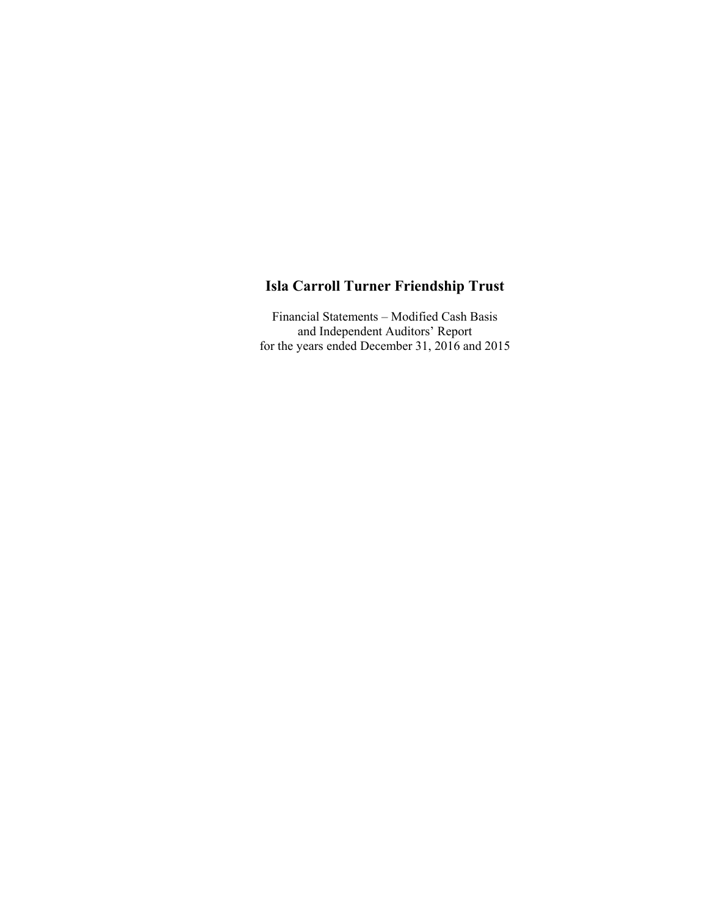# Isla Carroll Turner Friendship Trust

Financial Statements – Modified Cash Basis
and Independent Auditors' Report
for the years ended December 31, 2016 and 2015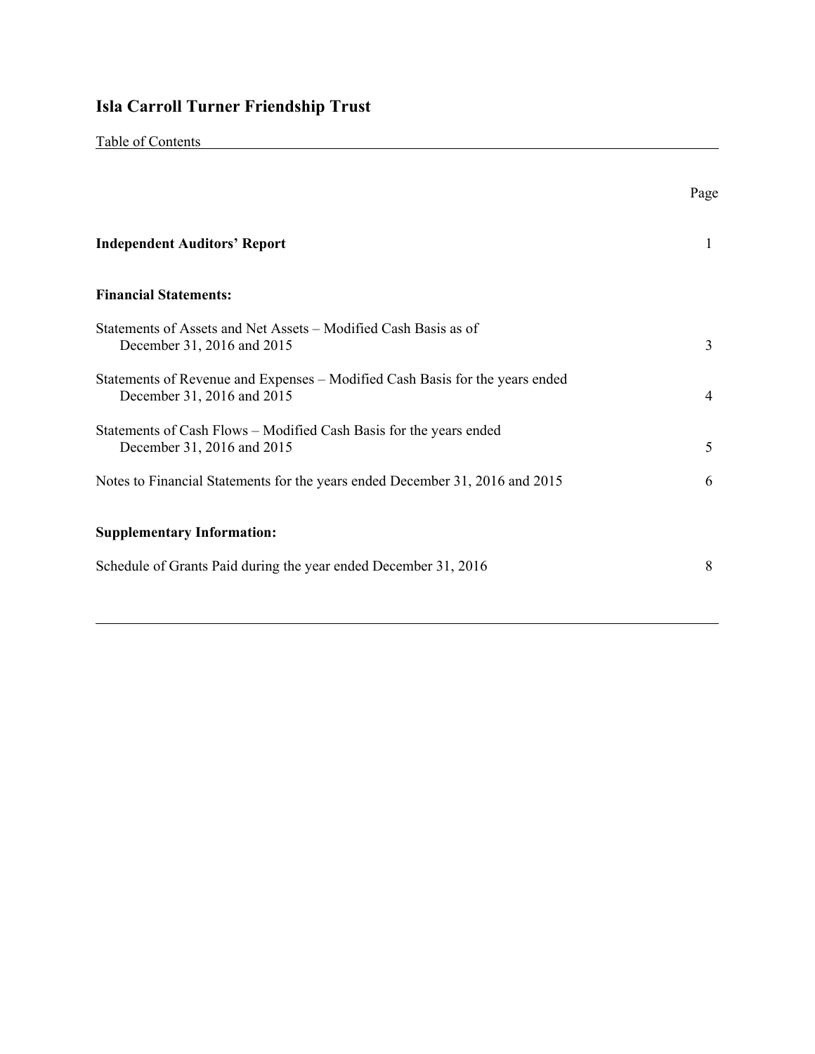# Isla Carroll Turner Friendship Trust

Table of Contents

| | Page |
|---|---|
| **Independent Auditors' Report** | 1 |
| **Financial Statements:** | |
| Statements of Assets and Net Assets – Modified Cash Basis as of December 31, 2016 and 2015 | 3 |
| Statements of Revenue and Expenses – Modified Cash Basis for the years ended December 31, 2016 and 2015 | 4 |
| Statements of Cash Flows – Modified Cash Basis for the years ended December 31, 2016 and 2015 | 5 |
| Notes to Financial Statements for the years ended December 31, 2016 and 2015 | 6 |
| **Supplementary Information:** | |
| Schedule of Grants Paid during the year ended December 31, 2016 | 8 |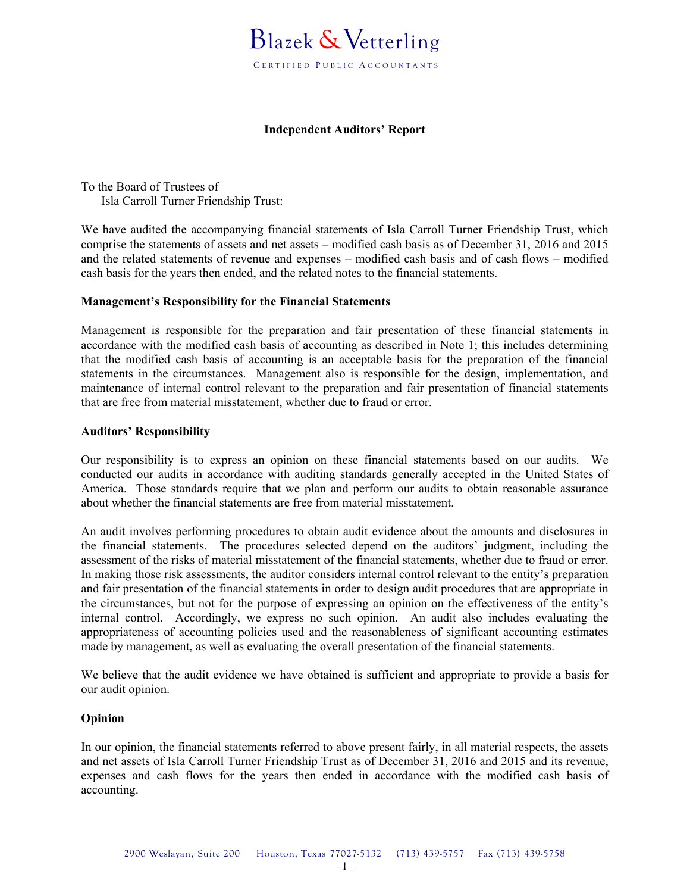Blazek & Vetterling

CERTIFIED PUBLIC ACCOUNTANTS

## Independent Auditors' Report

To the Board of Trustees of
Isla Carroll Turner Friendship Trust:

We have audited the accompanying financial statements of Isla Carroll Turner Friendship Trust, which comprise the statements of assets and net assets – modified cash basis as of December 31, 2016 and 2015 and the related statements of revenue and expenses – modified cash basis and of cash flows – modified cash basis for the years then ended, and the related notes to the financial statements.

### Management's Responsibility for the Financial Statements

Management is responsible for the preparation and fair presentation of these financial statements in accordance with the modified cash basis of accounting as described in Note 1; this includes determining that the modified cash basis of accounting is an acceptable basis for the preparation of the financial statements in the circumstances. Management also is responsible for the design, implementation, and maintenance of internal control relevant to the preparation and fair presentation of financial statements that are free from material misstatement, whether due to fraud or error.

### Auditors' Responsibility

Our responsibility is to express an opinion on these financial statements based on our audits. We conducted our audits in accordance with auditing standards generally accepted in the United States of America. Those standards require that we plan and perform our audits to obtain reasonable assurance about whether the financial statements are free from material misstatement.

An audit involves performing procedures to obtain audit evidence about the amounts and disclosures in the financial statements. The procedures selected depend on the auditors' judgment, including the assessment of the risks of material misstatement of the financial statements, whether due to fraud or error. In making those risk assessments, the auditor considers internal control relevant to the entity's preparation and fair presentation of the financial statements in order to design audit procedures that are appropriate in the circumstances, but not for the purpose of expressing an opinion on the effectiveness of the entity's internal control. Accordingly, we express no such opinion. An audit also includes evaluating the appropriateness of accounting policies used and the reasonableness of significant accounting estimates made by management, as well as evaluating the overall presentation of the financial statements.

We believe that the audit evidence we have obtained is sufficient and appropriate to provide a basis for our audit opinion.

### Opinion

In our opinion, the financial statements referred to above present fairly, in all material respects, the assets and net assets of Isla Carroll Turner Friendship Trust as of December 31, 2016 and 2015 and its revenue, expenses and cash flows for the years then ended in accordance with the modified cash basis of accounting.

2900 Weslayan, Suite 200 Houston, Texas 77027-5132 (713) 439-5757 Fax (713) 439-5758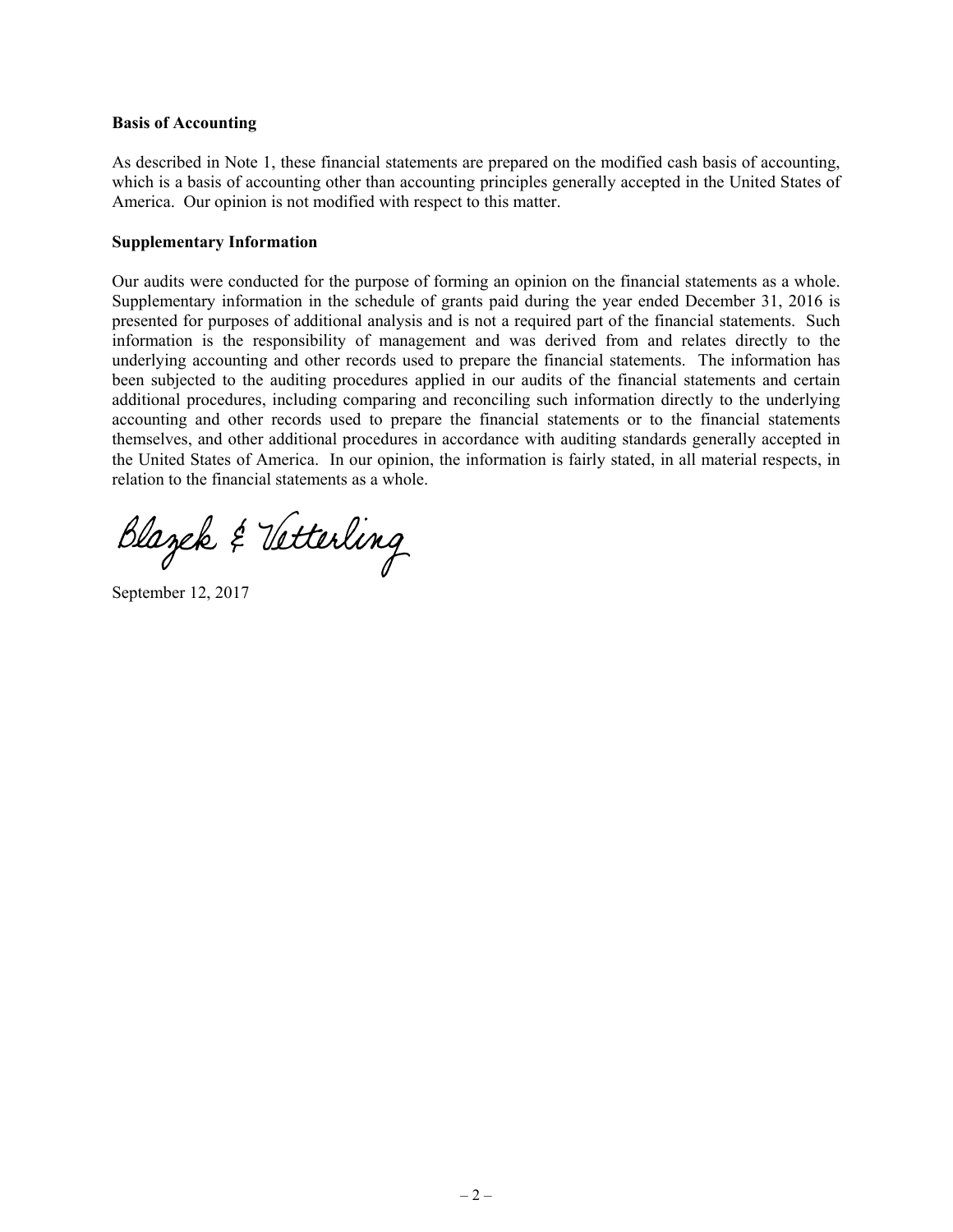**Basis of Accounting**

As described in Note 1, these financial statements are prepared on the modified cash basis of accounting, which is a basis of accounting other than accounting principles generally accepted in the United States of America. Our opinion is not modified with respect to this matter.

**Supplementary Information**

Our audits were conducted for the purpose of forming an opinion on the financial statements as a whole. Supplementary information in the schedule of grants paid during the year ended December 31, 2016 is presented for purposes of additional analysis and is not a required part of the financial statements. Such information is the responsibility of management and was derived from and relates directly to the underlying accounting and other records used to prepare the financial statements. The information has been subjected to the auditing procedures applied in our audits of the financial statements and certain additional procedures, including comparing and reconciling such information directly to the underlying accounting and other records used to prepare the financial statements or to the financial statements themselves, and other additional procedures in accordance with auditing standards generally accepted in the United States of America. In our opinion, the information is fairly stated, in all material respects, in relation to the financial statements as a whole.

Blazek & Vetterling

September 12, 2017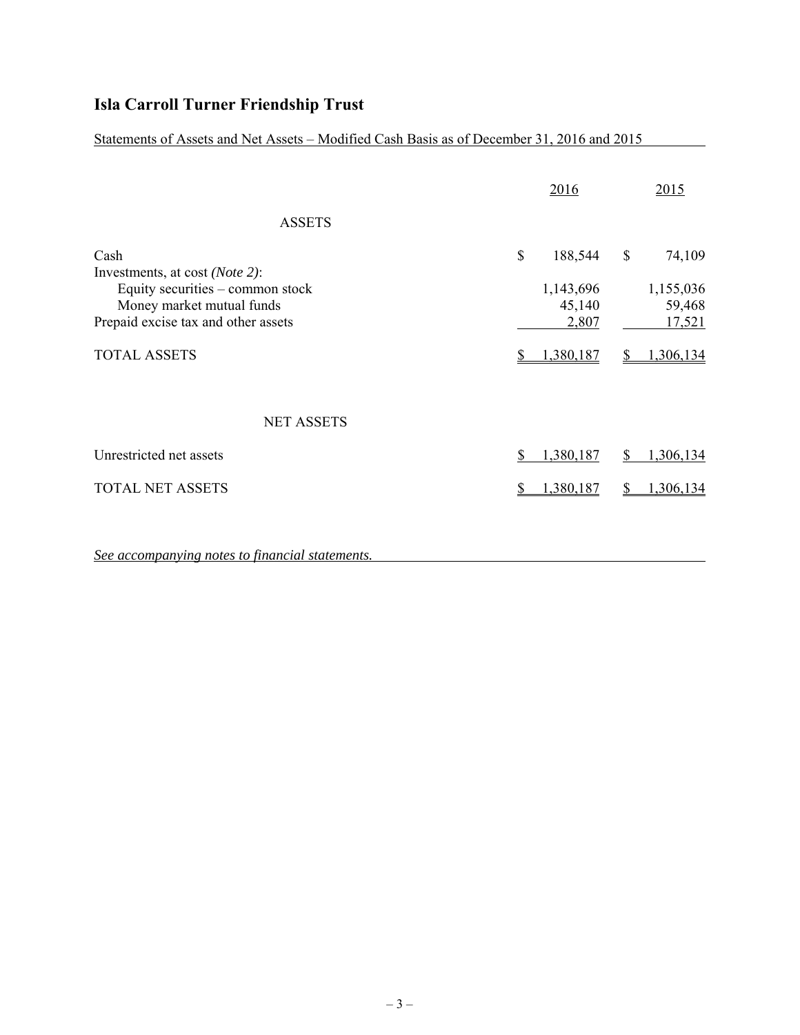# Isla Carroll Turner Friendship Trust

Statements of Assets and Net Assets – Modified Cash Basis as of December 31, 2016 and 2015

| | 2016 | 2015 |
|---|---|---|
| **ASSETS** | | |
| Cash | $ 188,544 | $ 74,109 |
| Investments, at cost *(Note 2)*: | | |
| Equity securities – common stock | 1,143,696 | 1,155,036 |
| Money market mutual funds | 45,140 | 59,468 |
| Prepaid excise tax and other assets | 2,807 | 17,521 |
| TOTAL ASSETS | $ 1,380,187 | $ 1,306,134 |
| **NET ASSETS** | | |
| Unrestricted net assets | $ 1,380,187 | $ 1,306,134 |
| TOTAL NET ASSETS | $ 1,380,187 | $ 1,306,134 |

*See accompanying notes to financial statements.*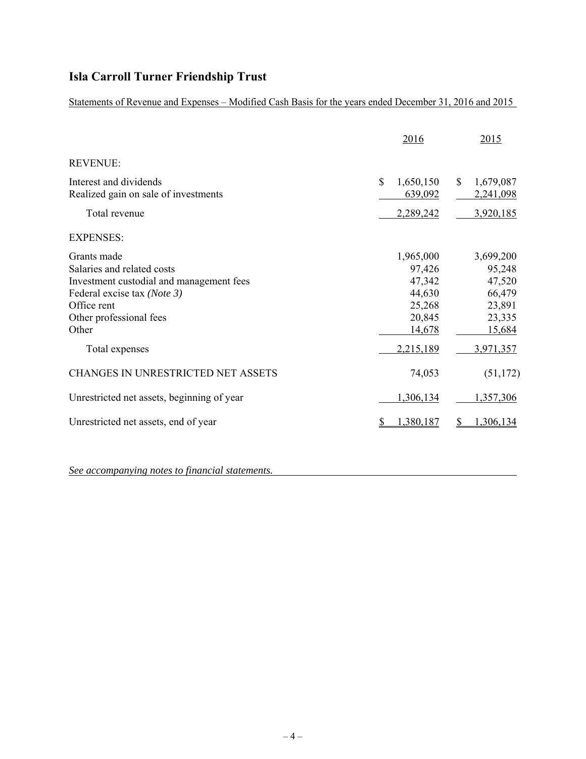# Isla Carroll Turner Friendship Trust

Statements of Revenue and Expenses – Modified Cash Basis for the years ended December 31, 2016 and 2015

| | 2016 | 2015 |
|---|---|---|
| REVENUE: | | |
| Interest and dividends | $ 1,650,150 | $ 1,679,087 |
| Realized gain on sale of investments | 639,092 | 2,241,098 |
| Total revenue | 2,289,242 | 3,920,185 |
| EXPENSES: | | |
| Grants made | 1,965,000 | 3,699,200 |
| Salaries and related costs | 97,426 | 95,248 |
| Investment custodial and management fees | 47,342 | 47,520 |
| Federal excise tax *(Note 3)* | 44,630 | 66,479 |
| Office rent | 25,268 | 23,891 |
| Other professional fees | 20,845 | 23,335 |
| Other | 14,678 | 15,684 |
| Total expenses | 2,215,189 | 3,971,357 |
| CHANGES IN UNRESTRICTED NET ASSETS | 74,053 | (51,172) |
| Unrestricted net assets, beginning of year | 1,306,134 | 1,357,306 |
| Unrestricted net assets, end of year | $ 1,380,187 | $ 1,306,134 |

*See accompanying notes to financial statements.*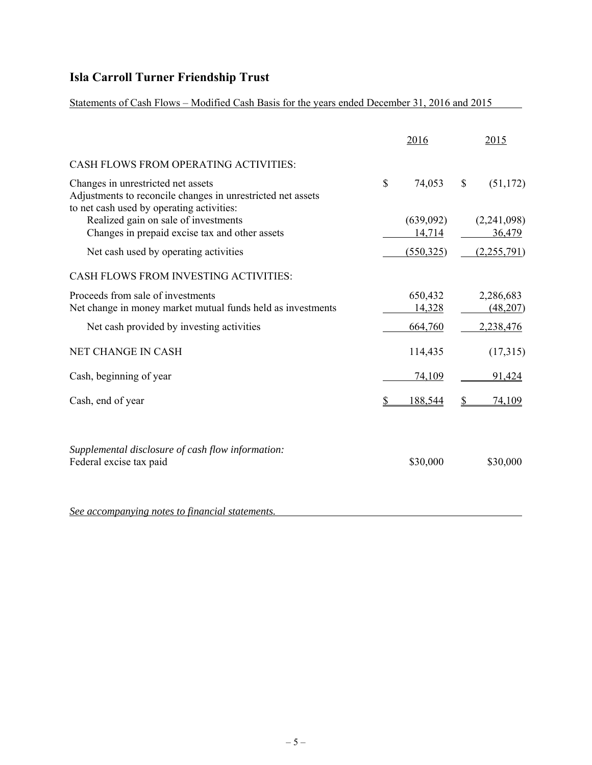# Isla Carroll Turner Friendship Trust

Statements of Cash Flows – Modified Cash Basis for the years ended December 31, 2016 and 2015

| | 2016 | 2015 |
|---|---|---|
| CASH FLOWS FROM OPERATING ACTIVITIES: | | |
| Changes in unrestricted net assets | $ 74,053 | $ (51,172) |
| Adjustments to reconcile changes in unrestricted net assets to net cash used by operating activities: | | |
| Realized gain on sale of investments | (639,092) | (2,241,098) |
| Changes in prepaid excise tax and other assets | 14,714 | 36,479 |
| Net cash used by operating activities | (550,325) | (2,255,791) |
| CASH FLOWS FROM INVESTING ACTIVITIES: | | |
| Proceeds from sale of investments | 650,432 | 2,286,683 |
| Net change in money market mutual funds held as investments | 14,328 | (48,207) |
| Net cash provided by investing activities | 664,760 | 2,238,476 |
| NET CHANGE IN CASH | 114,435 | (17,315) |
| Cash, beginning of year | 74,109 | 91,424 |
| Cash, end of year | $ 188,544 | $ 74,109 |

*Supplemental disclosure of cash flow information:*

| | 2016 | 2015 |
|---|---|---|
| Federal excise tax paid | $30,000 | $30,000 |

*See accompanying notes to financial statements.*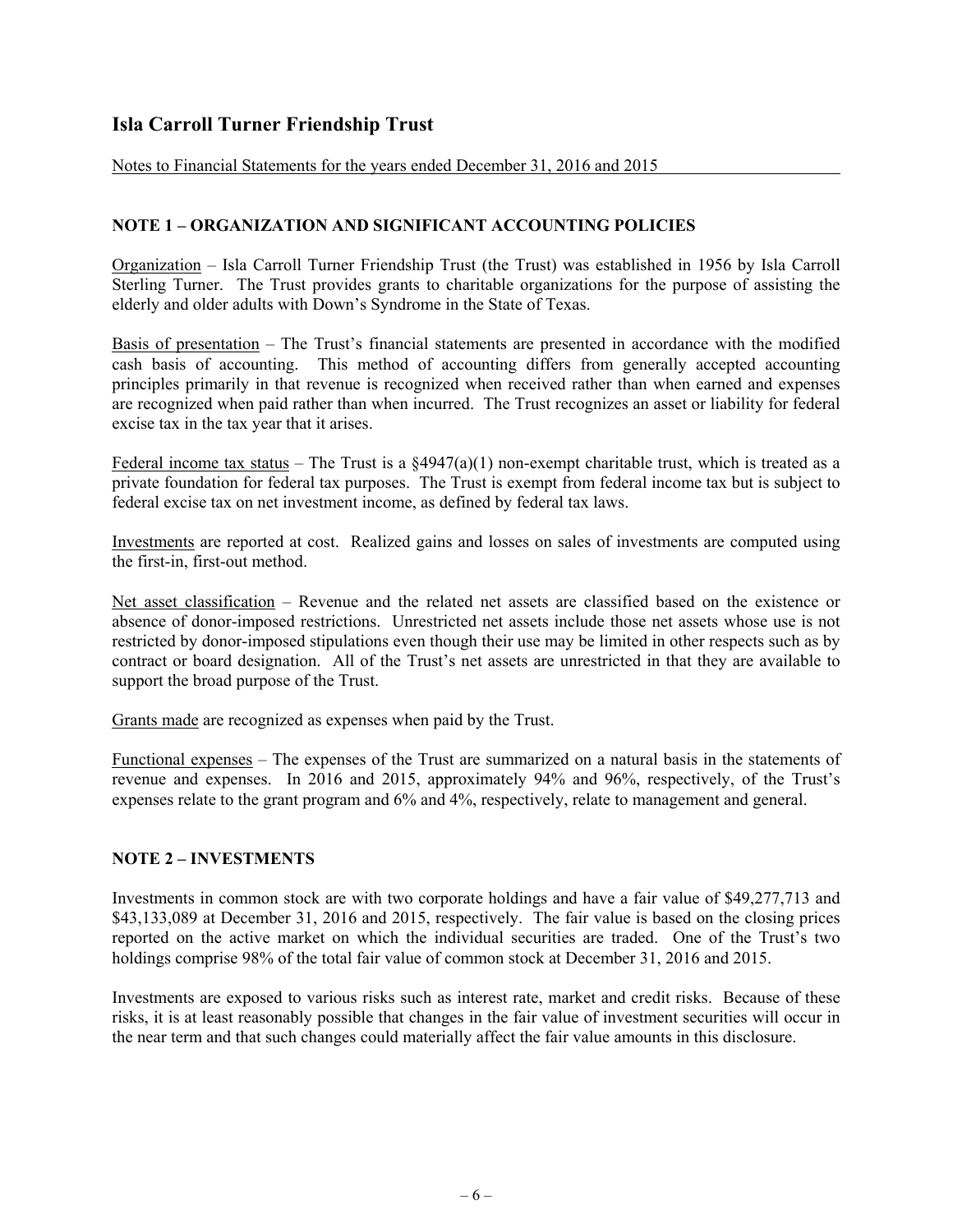# Isla Carroll Turner Friendship Trust

Notes to Financial Statements for the years ended December 31, 2016 and 2015

## NOTE 1 – ORGANIZATION AND SIGNIFICANT ACCOUNTING POLICIES

Organization – Isla Carroll Turner Friendship Trust (the Trust) was established in 1956 by Isla Carroll Sterling Turner. The Trust provides grants to charitable organizations for the purpose of assisting the elderly and older adults with Down's Syndrome in the State of Texas.

Basis of presentation – The Trust's financial statements are presented in accordance with the modified cash basis of accounting. This method of accounting differs from generally accepted accounting principles primarily in that revenue is recognized when received rather than when earned and expenses are recognized when paid rather than when incurred. The Trust recognizes an asset or liability for federal excise tax in the tax year that it arises.

Federal income tax status – The Trust is a §4947(a)(1) non-exempt charitable trust, which is treated as a private foundation for federal tax purposes. The Trust is exempt from federal income tax but is subject to federal excise tax on net investment income, as defined by federal tax laws.

Investments are reported at cost. Realized gains and losses on sales of investments are computed using the first-in, first-out method.

Net asset classification – Revenue and the related net assets are classified based on the existence or absence of donor-imposed restrictions. Unrestricted net assets include those net assets whose use is not restricted by donor-imposed stipulations even though their use may be limited in other respects such as by contract or board designation. All of the Trust's net assets are unrestricted in that they are available to support the broad purpose of the Trust.

Grants made are recognized as expenses when paid by the Trust.

Functional expenses – The expenses of the Trust are summarized on a natural basis in the statements of revenue and expenses. In 2016 and 2015, approximately 94% and 96%, respectively, of the Trust's expenses relate to the grant program and 6% and 4%, respectively, relate to management and general.

## NOTE 2 – INVESTMENTS

Investments in common stock are with two corporate holdings and have a fair value of $49,277,713 and $43,133,089 at December 31, 2016 and 2015, respectively. The fair value is based on the closing prices reported on the active market on which the individual securities are traded. One of the Trust's two holdings comprise 98% of the total fair value of common stock at December 31, 2016 and 2015.

Investments are exposed to various risks such as interest rate, market and credit risks. Because of these risks, it is at least reasonably possible that changes in the fair value of investment securities will occur in the near term and that such changes could materially affect the fair value amounts in this disclosure.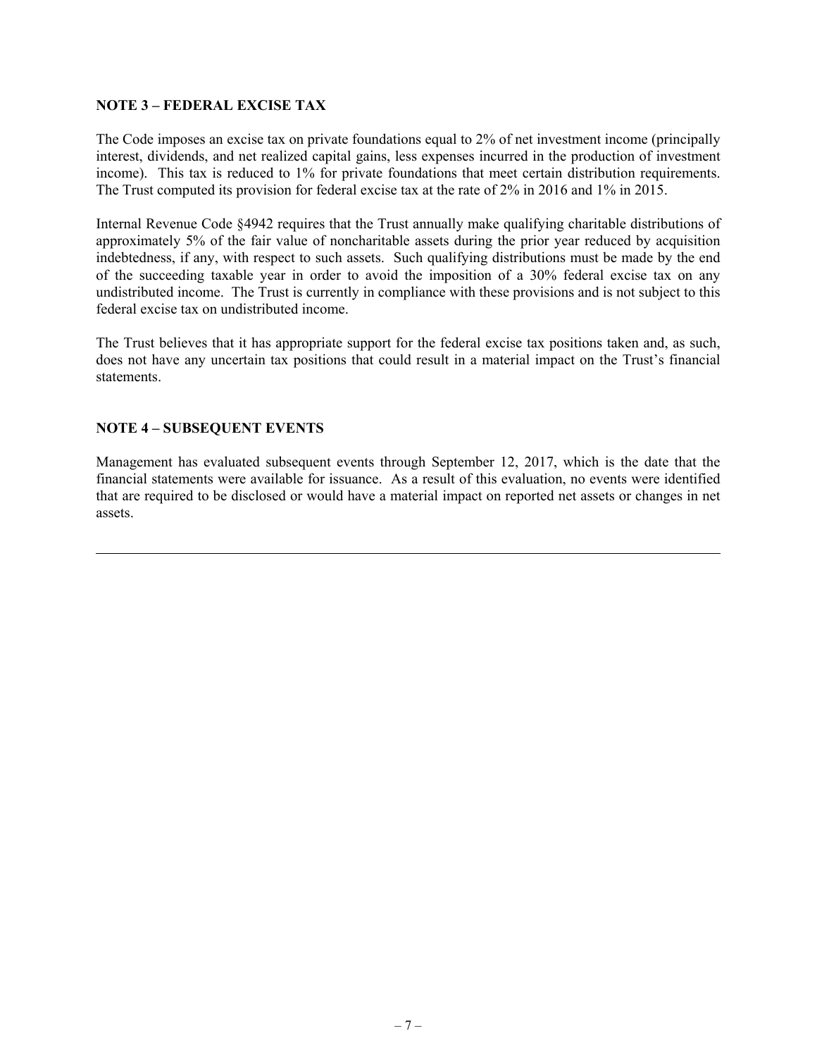## NOTE 3 – FEDERAL EXCISE TAX

The Code imposes an excise tax on private foundations equal to 2% of net investment income (principally interest, dividends, and net realized capital gains, less expenses incurred in the production of investment income). This tax is reduced to 1% for private foundations that meet certain distribution requirements. The Trust computed its provision for federal excise tax at the rate of 2% in 2016 and 1% in 2015.

Internal Revenue Code §4942 requires that the Trust annually make qualifying charitable distributions of approximately 5% of the fair value of noncharitable assets during the prior year reduced by acquisition indebtedness, if any, with respect to such assets. Such qualifying distributions must be made by the end of the succeeding taxable year in order to avoid the imposition of a 30% federal excise tax on any undistributed income. The Trust is currently in compliance with these provisions and is not subject to this federal excise tax on undistributed income.

The Trust believes that it has appropriate support for the federal excise tax positions taken and, as such, does not have any uncertain tax positions that could result in a material impact on the Trust's financial statements.

## NOTE 4 – SUBSEQUENT EVENTS

Management has evaluated subsequent events through September 12, 2017, which is the date that the financial statements were available for issuance. As a result of this evaluation, no events were identified that are required to be disclosed or would have a material impact on reported net assets or changes in net assets.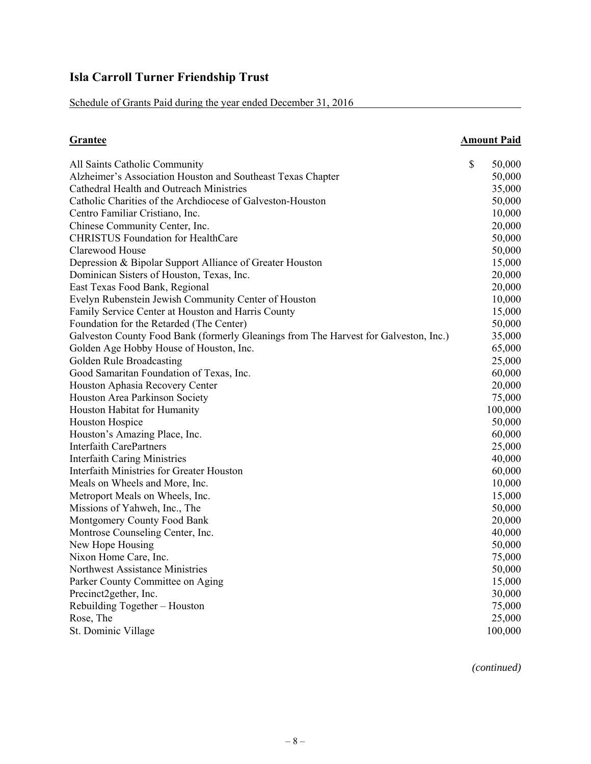# Isla Carroll Turner Friendship Trust

Schedule of Grants Paid during the year ended December 31, 2016

| **Grantee** | **Amount Paid** |
|---|---|
| All Saints Catholic Community | $ 50,000 |
| Alzheimer's Association Houston and Southeast Texas Chapter | 50,000 |
| Cathedral Health and Outreach Ministries | 35,000 |
| Catholic Charities of the Archdiocese of Galveston-Houston | 50,000 |
| Centro Familiar Cristiano, Inc. | 10,000 |
| Chinese Community Center, Inc. | 20,000 |
| CHRISTUS Foundation for HealthCare | 50,000 |
| Clarewood House | 50,000 |
| Depression & Bipolar Support Alliance of Greater Houston | 15,000 |
| Dominican Sisters of Houston, Texas, Inc. | 20,000 |
| East Texas Food Bank, Regional | 20,000 |
| Evelyn Rubenstein Jewish Community Center of Houston | 10,000 |
| Family Service Center at Houston and Harris County | 15,000 |
| Foundation for the Retarded (The Center) | 50,000 |
| Galveston County Food Bank (formerly Gleanings from The Harvest for Galveston, Inc.) | 35,000 |
| Golden Age Hobby House of Houston, Inc. | 65,000 |
| Golden Rule Broadcasting | 25,000 |
| Good Samaritan Foundation of Texas, Inc. | 60,000 |
| Houston Aphasia Recovery Center | 20,000 |
| Houston Area Parkinson Society | 75,000 |
| Houston Habitat for Humanity | 100,000 |
| Houston Hospice | 50,000 |
| Houston's Amazing Place, Inc. | 60,000 |
| Interfaith CarePartners | 25,000 |
| Interfaith Caring Ministries | 40,000 |
| Interfaith Ministries for Greater Houston | 60,000 |
| Meals on Wheels and More, Inc. | 10,000 |
| Metroport Meals on Wheels, Inc. | 15,000 |
| Missions of Yahweh, Inc., The | 50,000 |
| Montgomery County Food Bank | 20,000 |
| Montrose Counseling Center, Inc. | 40,000 |
| New Hope Housing | 50,000 |
| Nixon Home Care, Inc. | 75,000 |
| Northwest Assistance Ministries | 50,000 |
| Parker County Committee on Aging | 15,000 |
| Precinct2gether, Inc. | 30,000 |
| Rebuilding Together – Houston | 75,000 |
| Rose, The | 25,000 |
| St. Dominic Village | 100,000 |

*(continued)*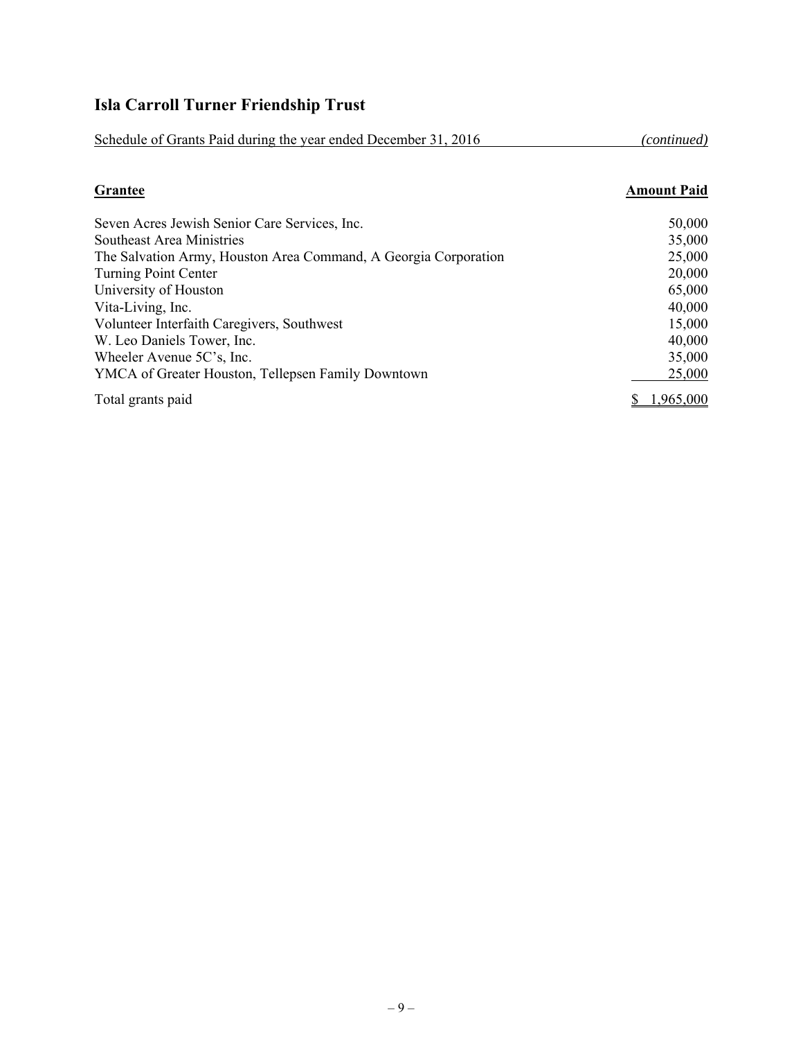# Isla Carroll Turner Friendship Trust

Schedule of Grants Paid during the year ended December 31, 2016 *(continued)*

| **Grantee** | **Amount Paid** |
|---|---|
| Seven Acres Jewish Senior Care Services, Inc. | 50,000 |
| Southeast Area Ministries | 35,000 |
| The Salvation Army, Houston Area Command, A Georgia Corporation | 25,000 |
| Turning Point Center | 20,000 |
| University of Houston | 65,000 |
| Vita-Living, Inc. | 40,000 |
| Volunteer Interfaith Caregivers, Southwest | 15,000 |
| W. Leo Daniels Tower, Inc. | 40,000 |
| Wheeler Avenue 5C's, Inc. | 35,000 |
| YMCA of Greater Houston, Tellepsen Family Downtown | 25,000 |
| Total grants paid | $ 1,965,000 |